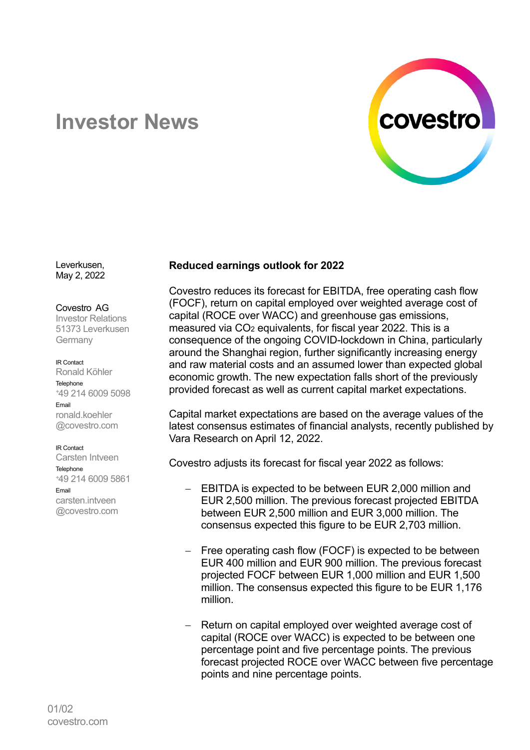# Investor News

Leverkusen,
May 2, 2022

Covestro AG
Investor Relations
51373 Leverkusen
Germany

IR Contact
Ronald Köhler
Telephone
+49 214 6009 5098
Email
ronald.koehler@covestro.com

IR Contact
Carsten Intveen
Telephone
+49 214 6009 5861
Email
carsten.intveen@covestro.com

## Reduced earnings outlook for 2022

Covestro reduces its forecast for EBITDA, free operating cash flow (FOCF), return on capital employed over weighted average cost of capital (ROCE over WACC) and greenhouse gas emissions, measured via $CO_2$ equivalents, for fiscal year 2022. This is a consequence of the ongoing COVID-lockdown in China, particularly around the Shanghai region, further significantly increasing energy and raw material costs and an assumed lower than expected global economic growth. The new expectation falls short of the previously provided forecast as well as current capital market expectations.

Capital market expectations are based on the average values of the latest consensus estimates of financial analysts, recently published by Vara Research on April 12, 2022.

Covestro adjusts its forecast for fiscal year 2022 as follows:

- EBITDA is expected to be between EUR 2,000 million and EUR 2,500 million. The previous forecast projected EBITDA between EUR 2,500 million and EUR 3,000 million. The consensus expected this figure to be EUR 2,703 million.

- Free operating cash flow (FOCF) is expected to be between EUR 400 million and EUR 900 million. The previous forecast projected FOCF between EUR 1,000 million and EUR 1,500 million. The consensus expected this figure to be EUR 1,176 million.

- Return on capital employed over weighted average cost of capital (ROCE over WACC) is expected to be between one percentage point and five percentage points. The previous forecast projected ROCE over WACC between five percentage points and nine percentage points.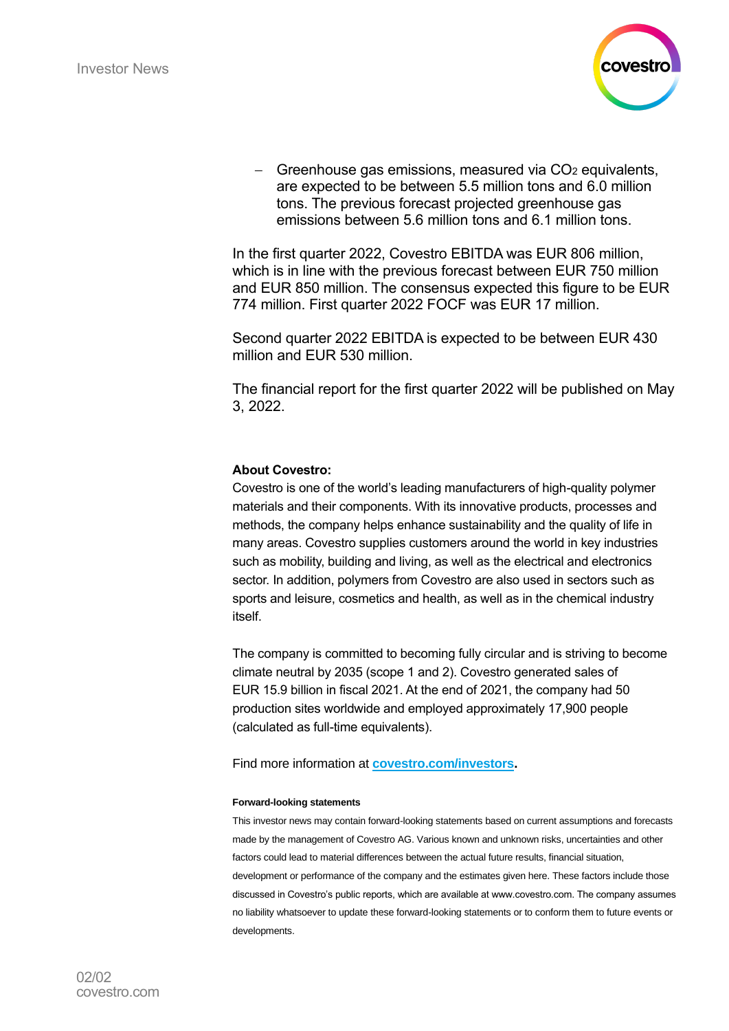- Greenhouse gas emissions, measured via $CO_2$ equivalents, are expected to be between 5.5 million tons and 6.0 million tons. The previous forecast projected greenhouse gas emissions between 5.6 million tons and 6.1 million tons.

In the first quarter 2022, Covestro EBITDA was EUR 806 million, which is in line with the previous forecast between EUR 750 million and EUR 850 million. The consensus expected this figure to be EUR 774 million. First quarter 2022 FOCF was EUR 17 million.

Second quarter 2022 EBITDA is expected to be between EUR 430 million and EUR 530 million.

The financial report for the first quarter 2022 will be published on May 3, 2022.

**About Covestro:**

Covestro is one of the world's leading manufacturers of high-quality polymer materials and their components. With its innovative products, processes and methods, the company helps enhance sustainability and the quality of life in many areas. Covestro supplies customers around the world in key industries such as mobility, building and living, as well as the electrical and electronics sector. In addition, polymers from Covestro are also used in sectors such as sports and leisure, cosmetics and health, as well as in the chemical industry itself.

The company is committed to becoming fully circular and is striving to become climate neutral by 2035 (scope 1 and 2). Covestro generated sales of EUR 15.9 billion in fiscal 2021. At the end of 2021, the company had 50 production sites worldwide and employed approximately 17,900 people (calculated as full-time equivalents).

Find more information at **covestro.com/investors**.

**Forward-looking statements**

This investor news may contain forward-looking statements based on current assumptions and forecasts made by the management of Covestro AG. Various known and unknown risks, uncertainties and other factors could lead to material differences between the actual future results, financial situation, development or performance of the company and the estimates given here. These factors include those discussed in Covestro's public reports, which are available at www.covestro.com. The company assumes no liability whatsoever to update these forward-looking statements or to conform them to future events or developments.